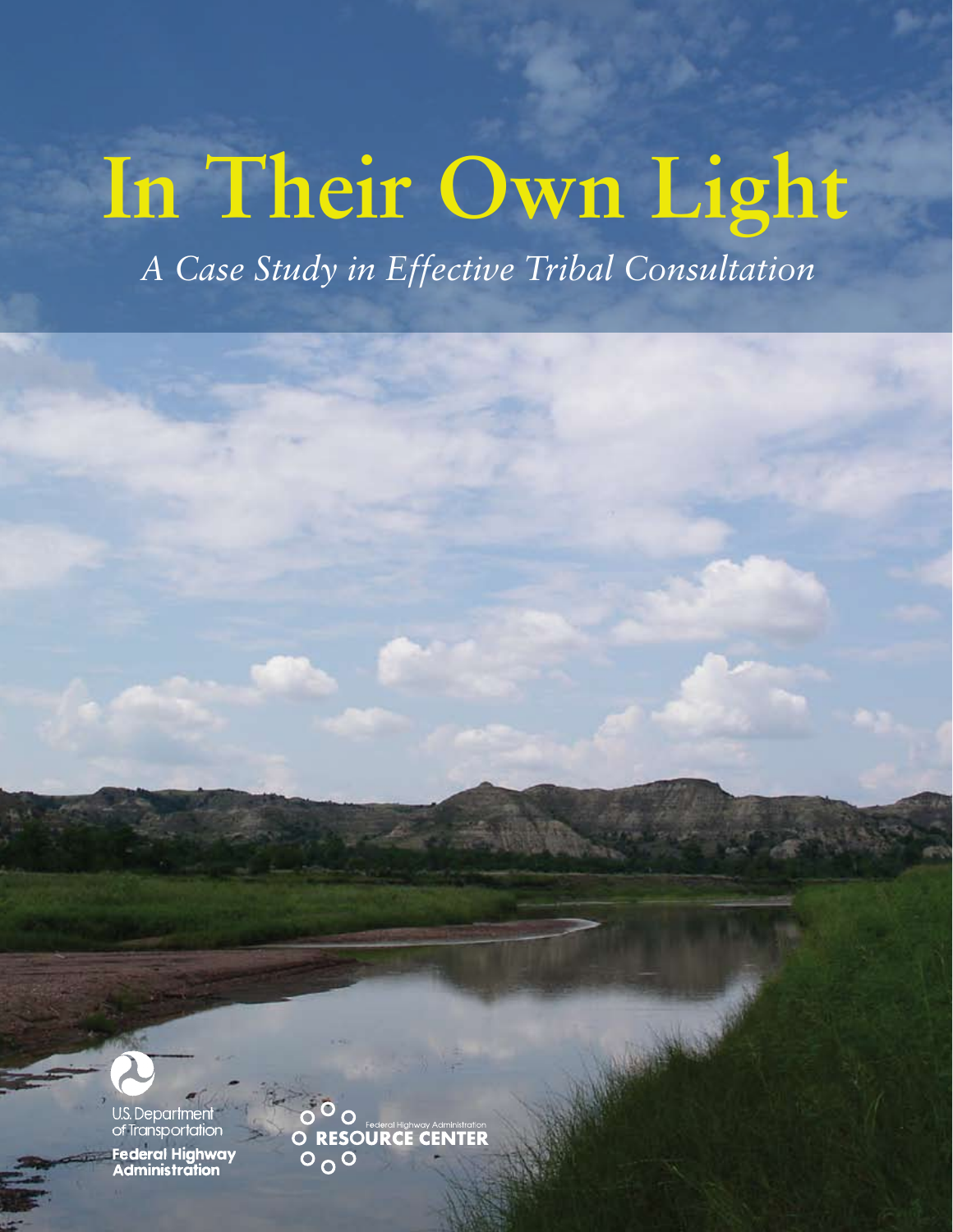# In Their Own Light

*A Case Study in Effective Tribal Consultation*

U.S. Department of Transportation

Federal Highway Administration

Federal Highway Administration RESOURCE CENTER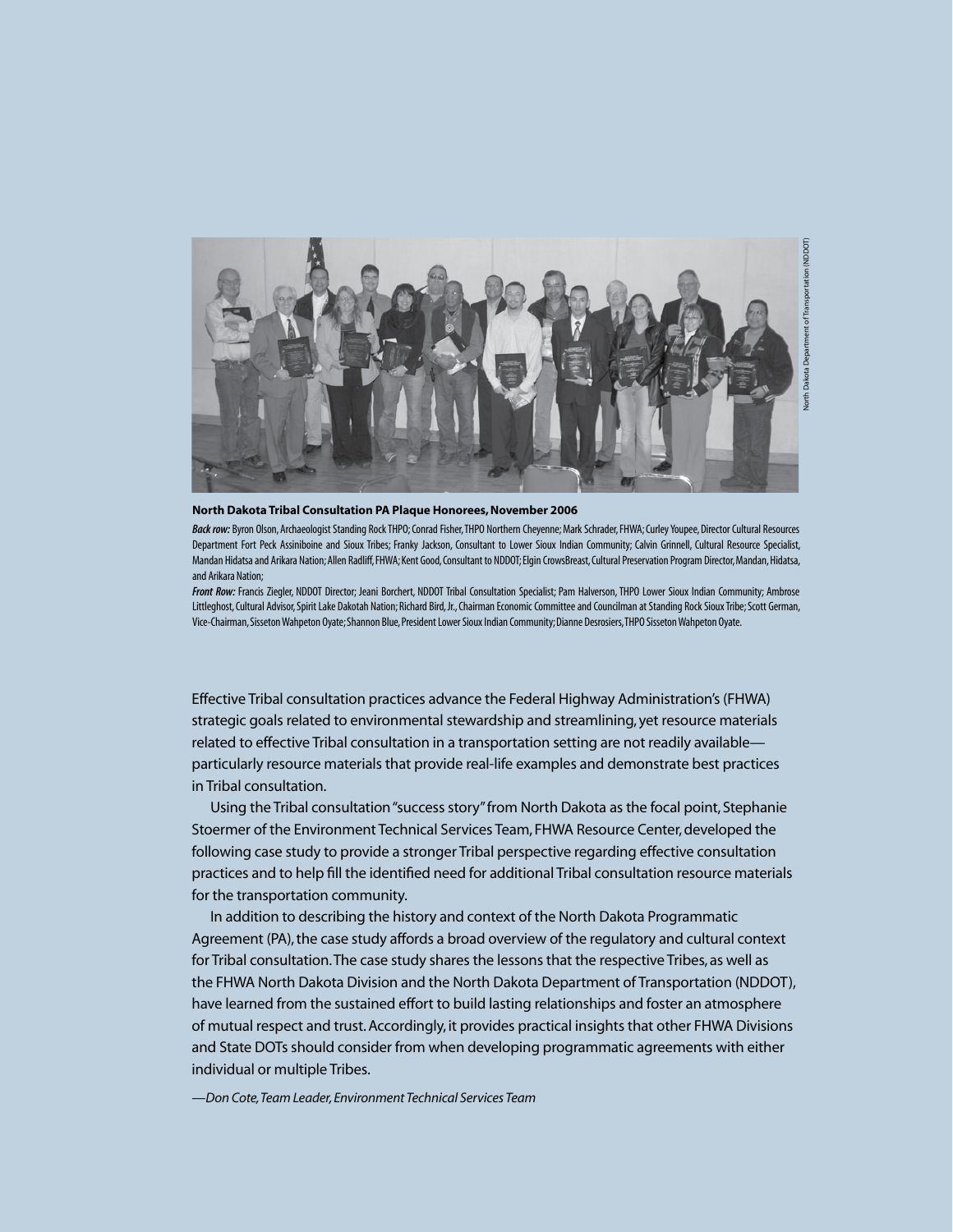North Dakota Department of Transportation (NDDOT)

**North Dakota Tribal Consultation PA Plaque Honorees, November 2006**

***Back row:*** Byron Olson, Archaeologist Standing Rock THPO; Conrad Fisher, THPO Northern Cheyenne; Mark Schrader, FHWA; Curley Youpee, Director Cultural Resources Department Fort Peck Assiniboine and Sioux Tribes; Franky Jackson, Consultant to Lower Sioux Indian Community; Calvin Grinnell, Cultural Resource Specialist, Mandan Hidatsa and Arikara Nation; Allen Radliff, FHWA; Kent Good, Consultant to NDDOT; Elgin CrowsBreast, Cultural Preservation Program Director, Mandan, Hidatsa, and Arikara Nation;

***Front Row:*** Francis Ziegler, NDDOT Director; Jeani Borchert, NDDOT Tribal Consultation Specialist; Pam Halverson, THPO Lower Sioux Indian Community; Ambrose Littleghost, Cultural Advisor, Spirit Lake Dakotah Nation; Richard Bird, Jr., Chairman Economic Committee and Councilman at Standing Rock Sioux Tribe; Scott German, Vice-Chairman, Sisseton Wahpeton Oyate; Shannon Blue, President Lower Sioux Indian Community; Dianne Desrosiers, THPO Sisseton Wahpeton Oyate.

Effective Tribal consultation practices advance the Federal Highway Administration's (FHWA) strategic goals related to environmental stewardship and streamlining, yet resource materials related to effective Tribal consultation in a transportation setting are not readily available—particularly resource materials that provide real-life examples and demonstrate best practices in Tribal consultation.

Using the Tribal consultation "success story" from North Dakota as the focal point, Stephanie Stoermer of the Environment Technical Services Team, FHWA Resource Center, developed the following case study to provide a stronger Tribal perspective regarding effective consultation practices and to help fill the identified need for additional Tribal consultation resource materials for the transportation community.

In addition to describing the history and context of the North Dakota Programmatic Agreement (PA), the case study affords a broad overview of the regulatory and cultural context for Tribal consultation. The case study shares the lessons that the respective Tribes, as well as the FHWA North Dakota Division and the North Dakota Department of Transportation (NDDOT), have learned from the sustained effort to build lasting relationships and foster an atmosphere of mutual respect and trust. Accordingly, it provides practical insights that other FHWA Divisions and State DOTs should consider from when developing programmatic agreements with either individual or multiple Tribes.

*—Don Cote, Team Leader, Environment Technical Services Team*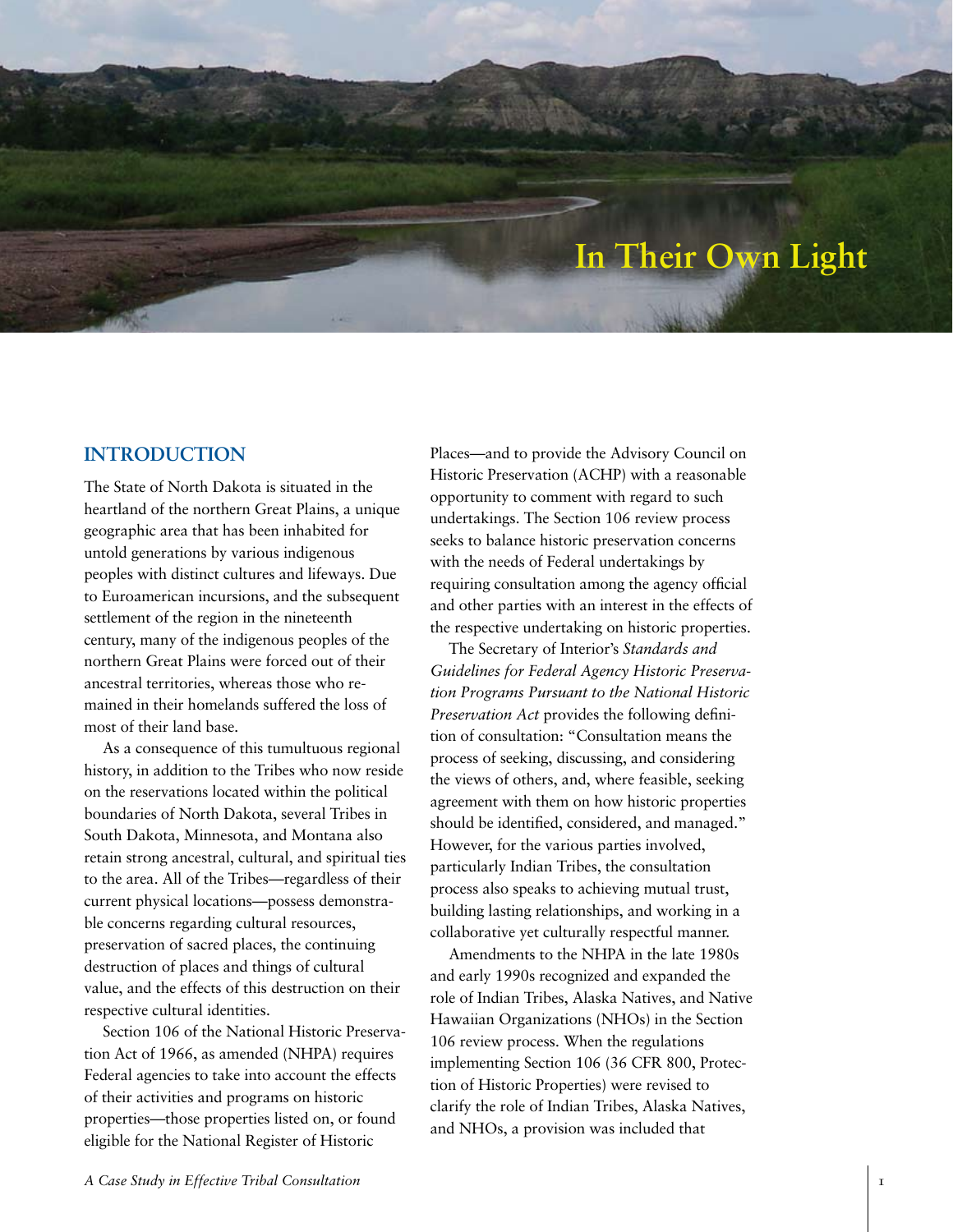# In Their Own Light

## INTRODUCTION

The State of North Dakota is situated in the heartland of the northern Great Plains, a unique geographic area that has been inhabited for untold generations by various indigenous peoples with distinct cultures and lifeways. Due to Euroamerican incursions, and the subsequent settlement of the region in the nineteenth century, many of the indigenous peoples of the northern Great Plains were forced out of their ancestral territories, whereas those who remained in their homelands suffered the loss of most of their land base.

As a consequence of this tumultuous regional history, in addition to the Tribes who now reside on the reservations located within the political boundaries of North Dakota, several Tribes in South Dakota, Minnesota, and Montana also retain strong ancestral, cultural, and spiritual ties to the area. All of the Tribes—regardless of their current physical locations—possess demonstrable concerns regarding cultural resources, preservation of sacred places, the continuing destruction of places and things of cultural value, and the effects of this destruction on their respective cultural identities.

Section 106 of the National Historic Preservation Act of 1966, as amended (NHPA) requires Federal agencies to take into account the effects of their activities and programs on historic properties—those properties listed on, or found eligible for the National Register of Historic Places—and to provide the Advisory Council on Historic Preservation (ACHP) with a reasonable opportunity to comment with regard to such undertakings. The Section 106 review process seeks to balance historic preservation concerns with the needs of Federal undertakings by requiring consultation among the agency official and other parties with an interest in the effects of the respective undertaking on historic properties.

The Secretary of Interior's *Standards and Guidelines for Federal Agency Historic Preservation Programs Pursuant to the National Historic Preservation Act* provides the following definition of consultation: "Consultation means the process of seeking, discussing, and considering the views of others, and, where feasible, seeking agreement with them on how historic properties should be identified, considered, and managed." However, for the various parties involved, particularly Indian Tribes, the consultation process also speaks to achieving mutual trust, building lasting relationships, and working in a collaborative yet culturally respectful manner.

Amendments to the NHPA in the late 1980s and early 1990s recognized and expanded the role of Indian Tribes, Alaska Natives, and Native Hawaiian Organizations (NHOs) in the Section 106 review process. When the regulations implementing Section 106 (36 CFR 800, Protection of Historic Properties) were revised to clarify the role of Indian Tribes, Alaska Natives, and NHOs, a provision was included that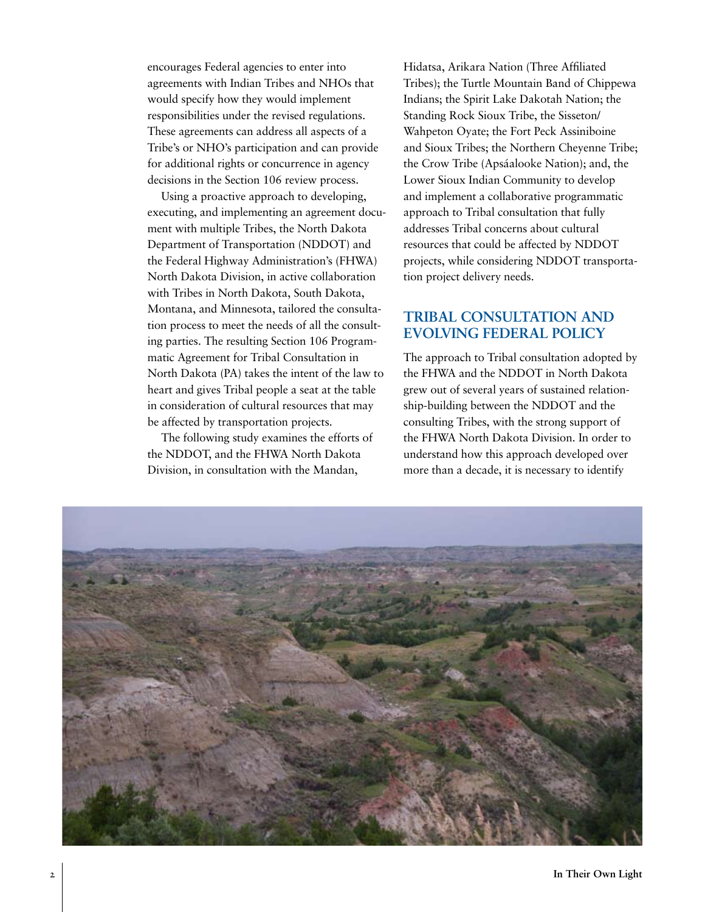encourages Federal agencies to enter into agreements with Indian Tribes and NHOs that would specify how they would implement responsibilities under the revised regulations. These agreements can address all aspects of a Tribe's or NHO's participation and can provide for additional rights or concurrence in agency decisions in the Section 106 review process.

Using a proactive approach to developing, executing, and implementing an agreement document with multiple Tribes, the North Dakota Department of Transportation (NDDOT) and the Federal Highway Administration's (FHWA) North Dakota Division, in active collaboration with Tribes in North Dakota, South Dakota, Montana, and Minnesota, tailored the consultation process to meet the needs of all the consulting parties. The resulting Section 106 Programmatic Agreement for Tribal Consultation in North Dakota (PA) takes the intent of the law to heart and gives Tribal people a seat at the table in consideration of cultural resources that may be affected by transportation projects.

The following study examines the efforts of the NDDOT, and the FHWA North Dakota Division, in consultation with the Mandan, Hidatsa, Arikara Nation (Three Affiliated Tribes); the Turtle Mountain Band of Chippewa Indians; the Spirit Lake Dakotah Nation; the Standing Rock Sioux Tribe, the Sisseton/Wahpeton Oyate; the Fort Peck Assiniboine and Sioux Tribes; the Northern Cheyenne Tribe; the Crow Tribe (Apsáalooke Nation); and, the Lower Sioux Indian Community to develop and implement a collaborative programmatic approach to Tribal consultation that fully addresses Tribal concerns about cultural resources that could be affected by NDDOT projects, while considering NDDOT transportation project delivery needs.

## TRIBAL CONSULTATION AND EVOLVING FEDERAL POLICY

The approach to Tribal consultation adopted by the FHWA and the NDDOT in North Dakota grew out of several years of sustained relationship-building between the NDDOT and the consulting Tribes, with the strong support of the FHWA North Dakota Division. In order to understand how this approach developed over more than a decade, it is necessary to identify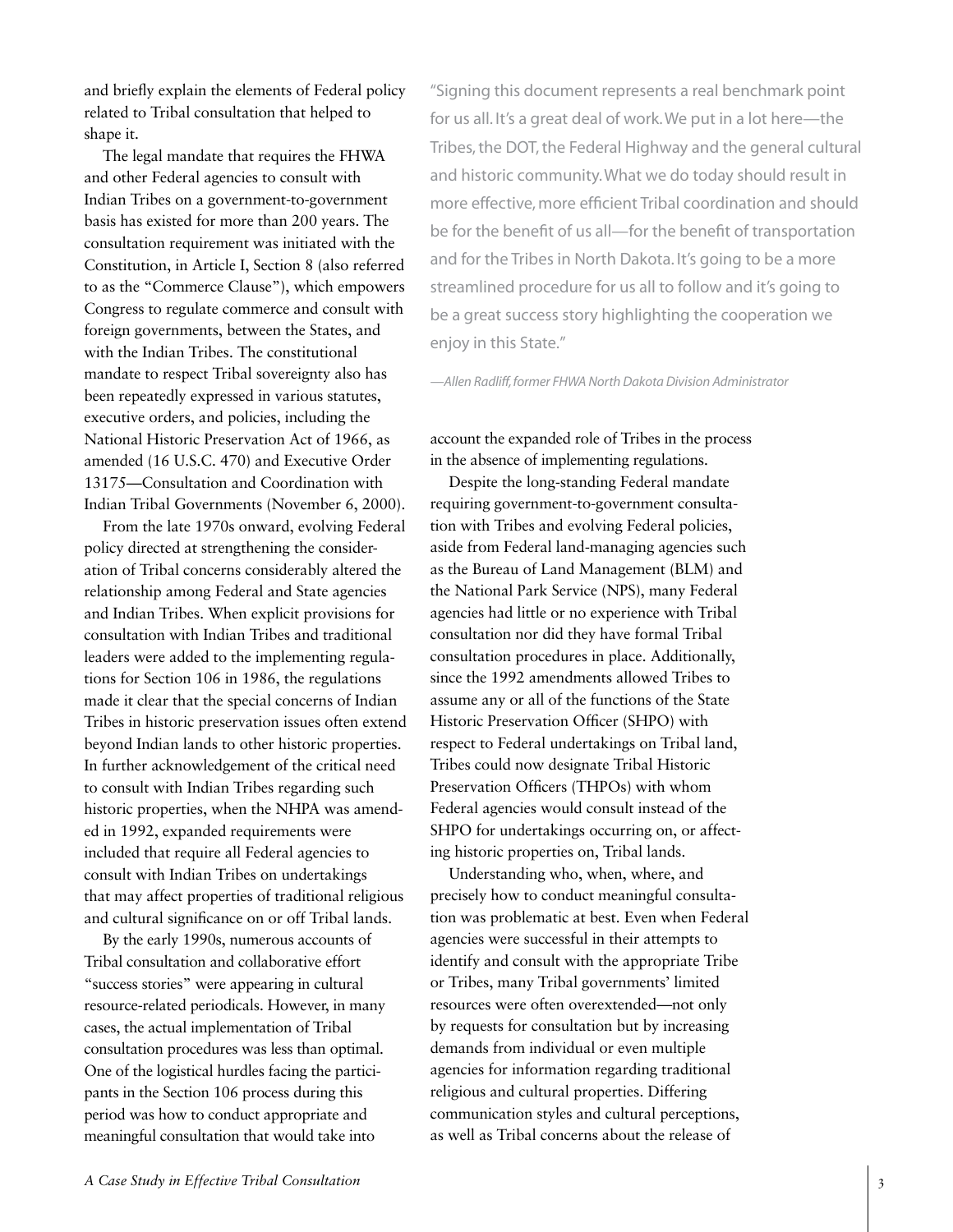and briefly explain the elements of Federal policy related to Tribal consultation that helped to shape it.

The legal mandate that requires the FHWA and other Federal agencies to consult with Indian Tribes on a government-to-government basis has existed for more than 200 years. The consultation requirement was initiated with the Constitution, in Article I, Section 8 (also referred to as the "Commerce Clause"), which empowers Congress to regulate commerce and consult with foreign governments, between the States, and with the Indian Tribes. The constitutional mandate to respect Tribal sovereignty also has been repeatedly expressed in various statutes, executive orders, and policies, including the National Historic Preservation Act of 1966, as amended (16 U.S.C. 470) and Executive Order 13175—Consultation and Coordination with Indian Tribal Governments (November 6, 2000).

From the late 1970s onward, evolving Federal policy directed at strengthening the consideration of Tribal concerns considerably altered the relationship among Federal and State agencies and Indian Tribes. When explicit provisions for consultation with Indian Tribes and traditional leaders were added to the implementing regulations for Section 106 in 1986, the regulations made it clear that the special concerns of Indian Tribes in historic preservation issues often extend beyond Indian lands to other historic properties. In further acknowledgement of the critical need to consult with Indian Tribes regarding such historic properties, when the NHPA was amended in 1992, expanded requirements were included that require all Federal agencies to consult with Indian Tribes on undertakings that may affect properties of traditional religious and cultural significance on or off Tribal lands.

By the early 1990s, numerous accounts of Tribal consultation and collaborative effort "success stories" were appearing in cultural resource-related periodicals. However, in many cases, the actual implementation of Tribal consultation procedures was less than optimal. One of the logistical hurdles facing the participants in the Section 106 process during this period was how to conduct appropriate and meaningful consultation that would take into account the expanded role of Tribes in the process in the absence of implementing regulations.

> "Signing this document represents a real benchmark point for us all. It's a great deal of work. We put in a lot here—the Tribes, the DOT, the Federal Highway and the general cultural and historic community. What we do today should result in more effective, more efficient Tribal coordination and should be for the benefit of us all—for the benefit of transportation and for the Tribes in North Dakota. It's going to be a more streamlined procedure for us all to follow and it's going to be a great success story highlighting the cooperation we enjoy in this State."
>
> *—Allen Radliff, former FHWA North Dakota Division Administrator*

Despite the long-standing Federal mandate requiring government-to-government consultation with Tribes and evolving Federal policies, aside from Federal land-managing agencies such as the Bureau of Land Management (BLM) and the National Park Service (NPS), many Federal agencies had little or no experience with Tribal consultation nor did they have formal Tribal consultation procedures in place. Additionally, since the 1992 amendments allowed Tribes to assume any or all of the functions of the State Historic Preservation Officer (SHPO) with respect to Federal undertakings on Tribal land, Tribes could now designate Tribal Historic Preservation Officers (THPOs) with whom Federal agencies would consult instead of the SHPO for undertakings occurring on, or affecting historic properties on, Tribal lands.

Understanding who, when, where, and precisely how to conduct meaningful consultation was problematic at best. Even when Federal agencies were successful in their attempts to identify and consult with the appropriate Tribe or Tribes, many Tribal governments' limited resources were often overextended—not only by requests for consultation but by increasing demands from individual or even multiple agencies for information regarding traditional religious and cultural properties. Differing communication styles and cultural perceptions, as well as Tribal concerns about the release of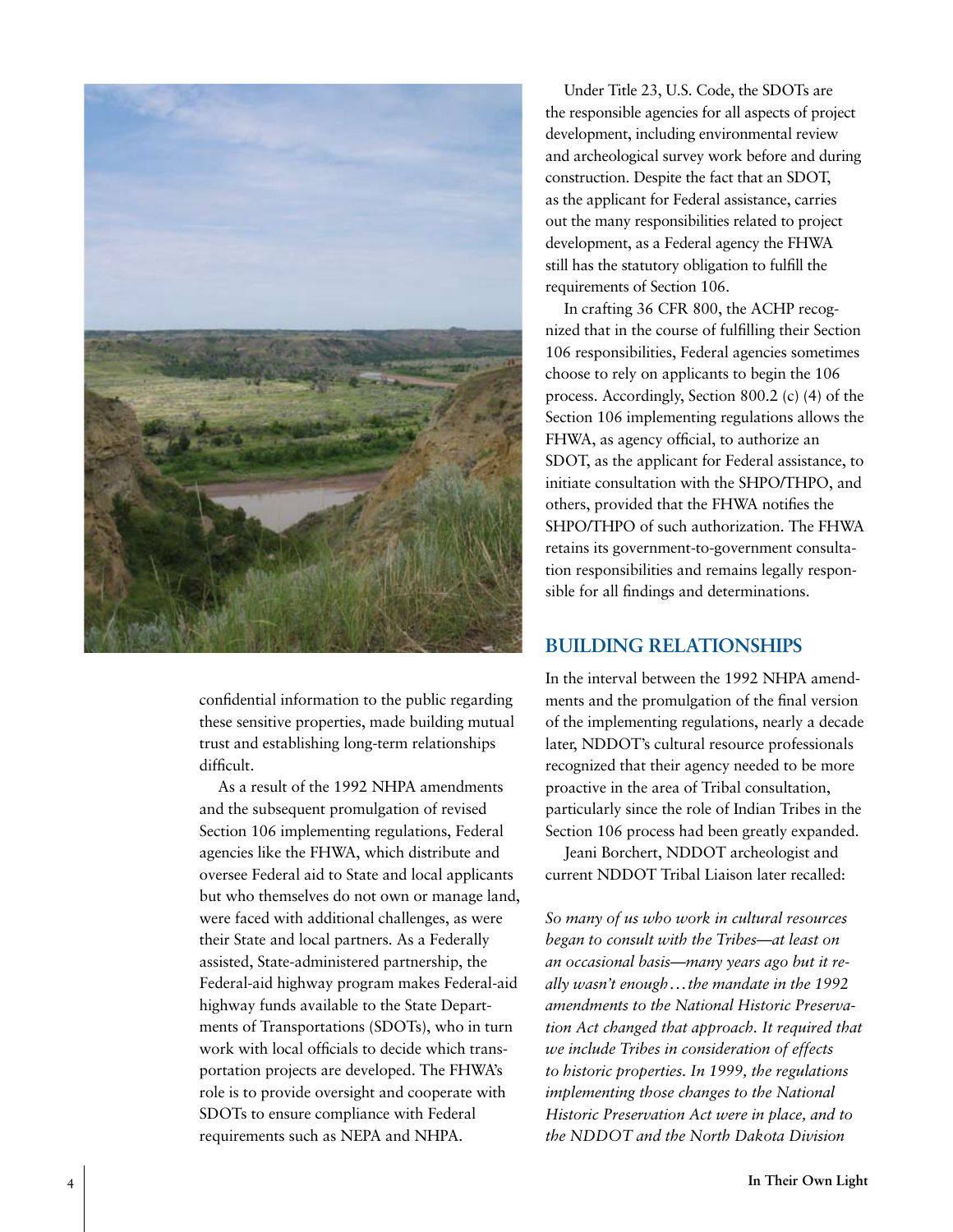confidential information to the public regarding these sensitive properties, made building mutual trust and establishing long-term relationships difficult.

As a result of the 1992 NHPA amendments and the subsequent promulgation of revised Section 106 implementing regulations, Federal agencies like the FHWA, which distribute and oversee Federal aid to State and local applicants but who themselves do not own or manage land, were faced with additional challenges, as were their State and local partners. As a Federally assisted, State-administered partnership, the Federal-aid highway program makes Federal-aid highway funds available to the State Departments of Transportations (SDOTs), who in turn work with local officials to decide which transportation projects are developed. The FHWA's role is to provide oversight and cooperate with SDOTs to ensure compliance with Federal requirements such as NEPA and NHPA.

Under Title 23, U.S. Code, the SDOTs are the responsible agencies for all aspects of project development, including environmental review and archeological survey work before and during construction. Despite the fact that an SDOT, as the applicant for Federal assistance, carries out the many responsibilities related to project development, as a Federal agency the FHWA still has the statutory obligation to fulfill the requirements of Section 106.

In crafting 36 CFR 800, the ACHP recognized that in the course of fulfilling their Section 106 responsibilities, Federal agencies sometimes choose to rely on applicants to begin the 106 process. Accordingly, Section 800.2 (c) (4) of the Section 106 implementing regulations allows the FHWA, as agency official, to authorize an SDOT, as the applicant for Federal assistance, to initiate consultation with the SHPO/THPO, and others, provided that the FHWA notifies the SHPO/THPO of such authorization. The FHWA retains its government-to-government consultation responsibilities and remains legally responsible for all findings and determinations.

## BUILDING RELATIONSHIPS

In the interval between the 1992 NHPA amendments and the promulgation of the final version of the implementing regulations, nearly a decade later, NDDOT's cultural resource professionals recognized that their agency needed to be more proactive in the area of Tribal consultation, particularly since the role of Indian Tribes in the Section 106 process had been greatly expanded.

Jeani Borchert, NDDOT archeologist and current NDDOT Tribal Liaison later recalled:

*So many of us who work in cultural resources began to consult with the Tribes—at least on an occasional basis—many years ago but it really wasn't enough…the mandate in the 1992 amendments to the National Historic Preservation Act changed that approach. It required that we include Tribes in consideration of effects to historic properties. In 1999, the regulations implementing those changes to the National Historic Preservation Act were in place, and to the NDDOT and the North Dakota Division*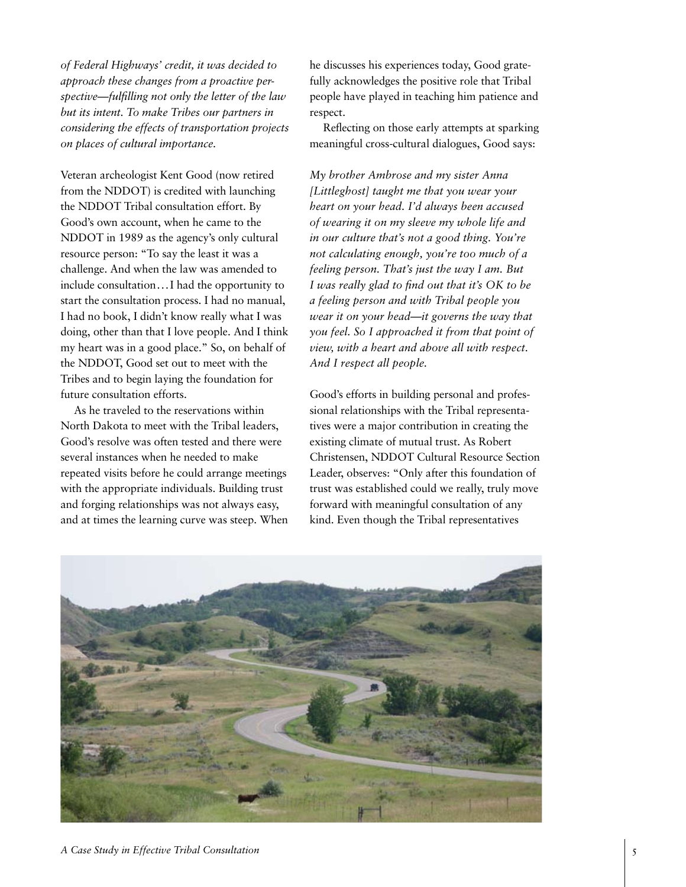*of Federal Highways' credit, it was decided to approach these changes from a proactive perspective—fulfilling not only the letter of the law but its intent. To make Tribes our partners in considering the effects of transportation projects on places of cultural importance.*

Veteran archeologist Kent Good (now retired from the NDDOT) is credited with launching the NDDOT Tribal consultation effort. By Good's own account, when he came to the NDDOT in 1989 as the agency's only cultural resource person: "To say the least it was a challenge. And when the law was amended to include consultation…I had the opportunity to start the consultation process. I had no manual, I had no book, I didn't know really what I was doing, other than that I love people. And I think my heart was in a good place." So, on behalf of the NDDOT, Good set out to meet with the Tribes and to begin laying the foundation for future consultation efforts.

As he traveled to the reservations within North Dakota to meet with the Tribal leaders, Good's resolve was often tested and there were several instances when he needed to make repeated visits before he could arrange meetings with the appropriate individuals. Building trust and forging relationships was not always easy, and at times the learning curve was steep. When he discusses his experiences today, Good gratefully acknowledges the positive role that Tribal people have played in teaching him patience and respect.

Reflecting on those early attempts at sparking meaningful cross-cultural dialogues, Good says:

*My brother Ambrose and my sister Anna [Littleghost] taught me that you wear your heart on your head. I'd always been accused of wearing it on my sleeve my whole life and in our culture that's not a good thing. You're not calculating enough, you're too much of a feeling person. That's just the way I am. But I was really glad to find out that it's OK to be a feeling person and with Tribal people you wear it on your head—it governs the way that you feel. So I approached it from that point of view, with a heart and above all with respect. And I respect all people.*

Good's efforts in building personal and professional relationships with the Tribal representatives were a major contribution in creating the existing climate of mutual trust. As Robert Christensen, NDDOT Cultural Resource Section Leader, observes: "Only after this foundation of trust was established could we really, truly move forward with meaningful consultation of any kind. Even though the Tribal representatives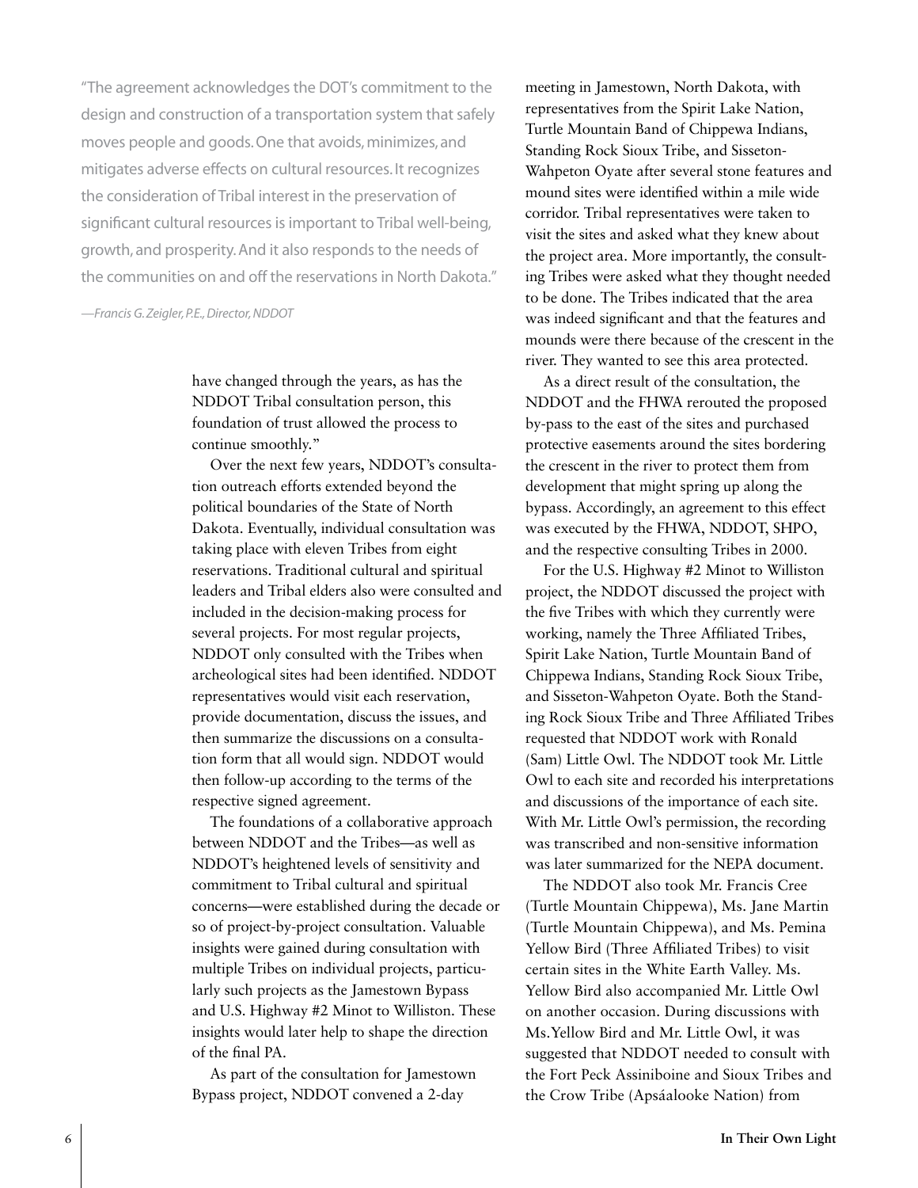"The agreement acknowledges the DOT's commitment to the design and construction of a transportation system that safely moves people and goods. One that avoids, minimizes, and mitigates adverse effects on cultural resources. It recognizes the consideration of Tribal interest in the preservation of significant cultural resources is important to Tribal well-being, growth, and prosperity. And it also responds to the needs of the communities on and off the reservations in North Dakota."

*—Francis G. Zeigler, P.E., Director, NDDOT*

have changed through the years, as has the NDDOT Tribal consultation person, this foundation of trust allowed the process to continue smoothly."

Over the next few years, NDDOT's consultation outreach efforts extended beyond the political boundaries of the State of North Dakota. Eventually, individual consultation was taking place with eleven Tribes from eight reservations. Traditional cultural and spiritual leaders and Tribal elders also were consulted and included in the decision-making process for several projects. For most regular projects, NDDOT only consulted with the Tribes when archeological sites had been identified. NDDOT representatives would visit each reservation, provide documentation, discuss the issues, and then summarize the discussions on a consultation form that all would sign. NDDOT would then follow-up according to the terms of the respective signed agreement.

The foundations of a collaborative approach between NDDOT and the Tribes—as well as NDDOT's heightened levels of sensitivity and commitment to Tribal cultural and spiritual concerns—were established during the decade or so of project-by-project consultation. Valuable insights were gained during consultation with multiple Tribes on individual projects, particularly such projects as the Jamestown Bypass and U.S. Highway #2 Minot to Williston. These insights would later help to shape the direction of the final PA.

As part of the consultation for Jamestown Bypass project, NDDOT convened a 2-day meeting in Jamestown, North Dakota, with representatives from the Spirit Lake Nation, Turtle Mountain Band of Chippewa Indians, Standing Rock Sioux Tribe, and Sisseton-Wahpeton Oyate after several stone features and mound sites were identified within a mile wide corridor. Tribal representatives were taken to visit the sites and asked what they knew about the project area. More importantly, the consulting Tribes were asked what they thought needed to be done. The Tribes indicated that the area was indeed significant and that the features and mounds were there because of the crescent in the river. They wanted to see this area protected.

As a direct result of the consultation, the NDDOT and the FHWA rerouted the proposed by-pass to the east of the sites and purchased protective easements around the sites bordering the crescent in the river to protect them from development that might spring up along the bypass. Accordingly, an agreement to this effect was executed by the FHWA, NDDOT, SHPO, and the respective consulting Tribes in 2000.

For the U.S. Highway #2 Minot to Williston project, the NDDOT discussed the project with the five Tribes with which they currently were working, namely the Three Affiliated Tribes, Spirit Lake Nation, Turtle Mountain Band of Chippewa Indians, Standing Rock Sioux Tribe, and Sisseton-Wahpeton Oyate. Both the Standing Rock Sioux Tribe and Three Affiliated Tribes requested that NDDOT work with Ronald (Sam) Little Owl. The NDDOT took Mr. Little Owl to each site and recorded his interpretations and discussions of the importance of each site. With Mr. Little Owl's permission, the recording was transcribed and non-sensitive information was later summarized for the NEPA document.

The NDDOT also took Mr. Francis Cree (Turtle Mountain Chippewa), Ms. Jane Martin (Turtle Mountain Chippewa), and Ms. Pemina Yellow Bird (Three Affiliated Tribes) to visit certain sites in the White Earth Valley. Ms. Yellow Bird also accompanied Mr. Little Owl on another occasion. During discussions with Ms. Yellow Bird and Mr. Little Owl, it was suggested that NDDOT needed to consult with the Fort Peck Assiniboine and Sioux Tribes and the Crow Tribe (Apsáalooke Nation) from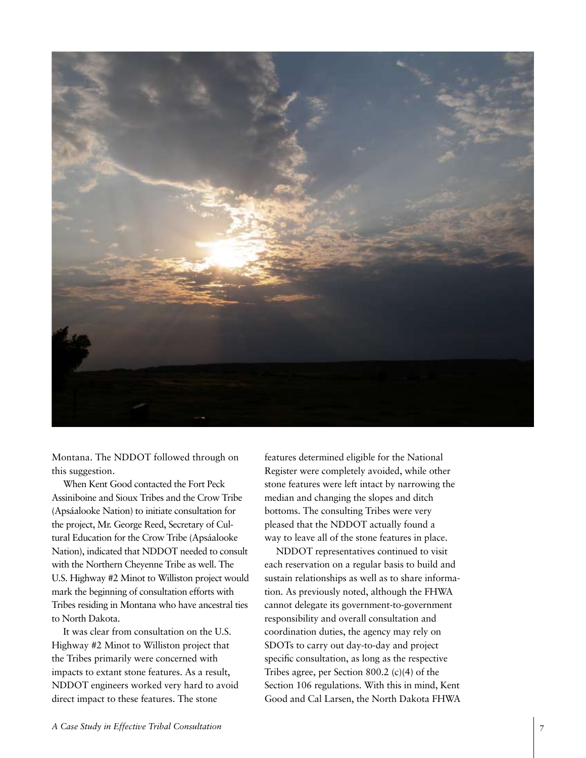Montana. The NDDOT followed through on this suggestion.

When Kent Good contacted the Fort Peck Assiniboine and Sioux Tribes and the Crow Tribe (Apsáalooke Nation) to initiate consultation for the project, Mr. George Reed, Secretary of Cultural Education for the Crow Tribe (Apsáalooke Nation), indicated that NDDOT needed to consult with the Northern Cheyenne Tribe as well. The U.S. Highway #2 Minot to Williston project would mark the beginning of consultation efforts with Tribes residing in Montana who have ancestral ties to North Dakota.

It was clear from consultation on the U.S. Highway #2 Minot to Williston project that the Tribes primarily were concerned with impacts to extant stone features. As a result, NDDOT engineers worked very hard to avoid direct impact to these features. The stone features determined eligible for the National Register were completely avoided, while other stone features were left intact by narrowing the median and changing the slopes and ditch bottoms. The consulting Tribes were very pleased that the NDDOT actually found a way to leave all of the stone features in place.

NDDOT representatives continued to visit each reservation on a regular basis to build and sustain relationships as well as to share information. As previously noted, although the FHWA cannot delegate its government-to-government responsibility and overall consultation and coordination duties, the agency may rely on SDOTs to carry out day-to-day and project specific consultation, as long as the respective Tribes agree, per Section 800.2 (c)(4) of the Section 106 regulations. With this in mind, Kent Good and Cal Larsen, the North Dakota FHWA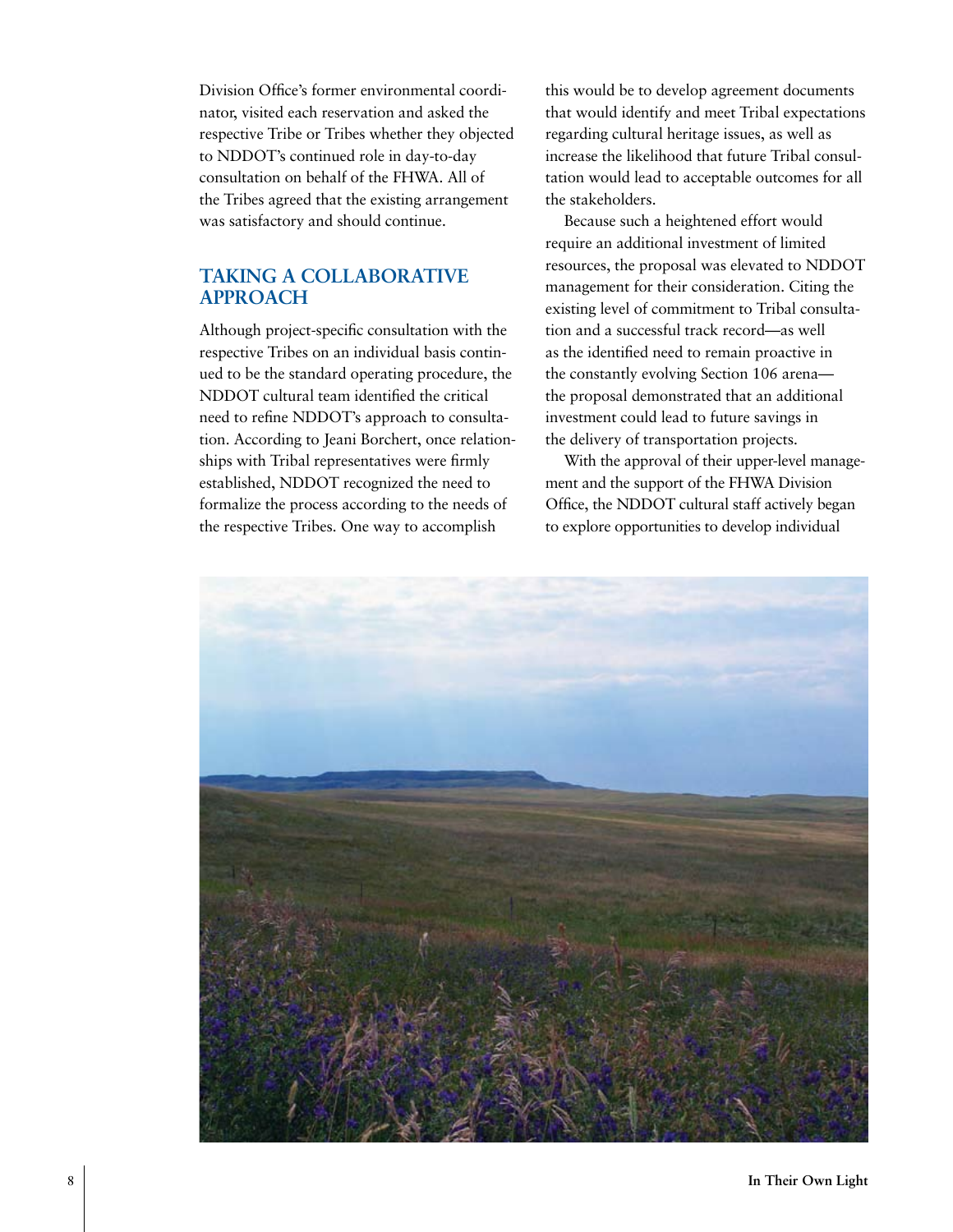Division Office's former environmental coordinator, visited each reservation and asked the respective Tribe or Tribes whether they objected to NDDOT's continued role in day-to-day consultation on behalf of the FHWA. All of the Tribes agreed that the existing arrangement was satisfactory and should continue.

## TAKING A COLLABORATIVE APPROACH

Although project-specific consultation with the respective Tribes on an individual basis continued to be the standard operating procedure, the NDDOT cultural team identified the critical need to refine NDDOT's approach to consultation. According to Jeani Borchert, once relationships with Tribal representatives were firmly established, NDDOT recognized the need to formalize the process according to the needs of the respective Tribes. One way to accomplish this would be to develop agreement documents that would identify and meet Tribal expectations regarding cultural heritage issues, as well as increase the likelihood that future Tribal consultation would lead to acceptable outcomes for all the stakeholders.

Because such a heightened effort would require an additional investment of limited resources, the proposal was elevated to NDDOT management for their consideration. Citing the existing level of commitment to Tribal consultation and a successful track record—as well as the identified need to remain proactive in the constantly evolving Section 106 arena—the proposal demonstrated that an additional investment could lead to future savings in the delivery of transportation projects.

With the approval of their upper-level management and the support of the FHWA Division Office, the NDDOT cultural staff actively began to explore opportunities to develop individual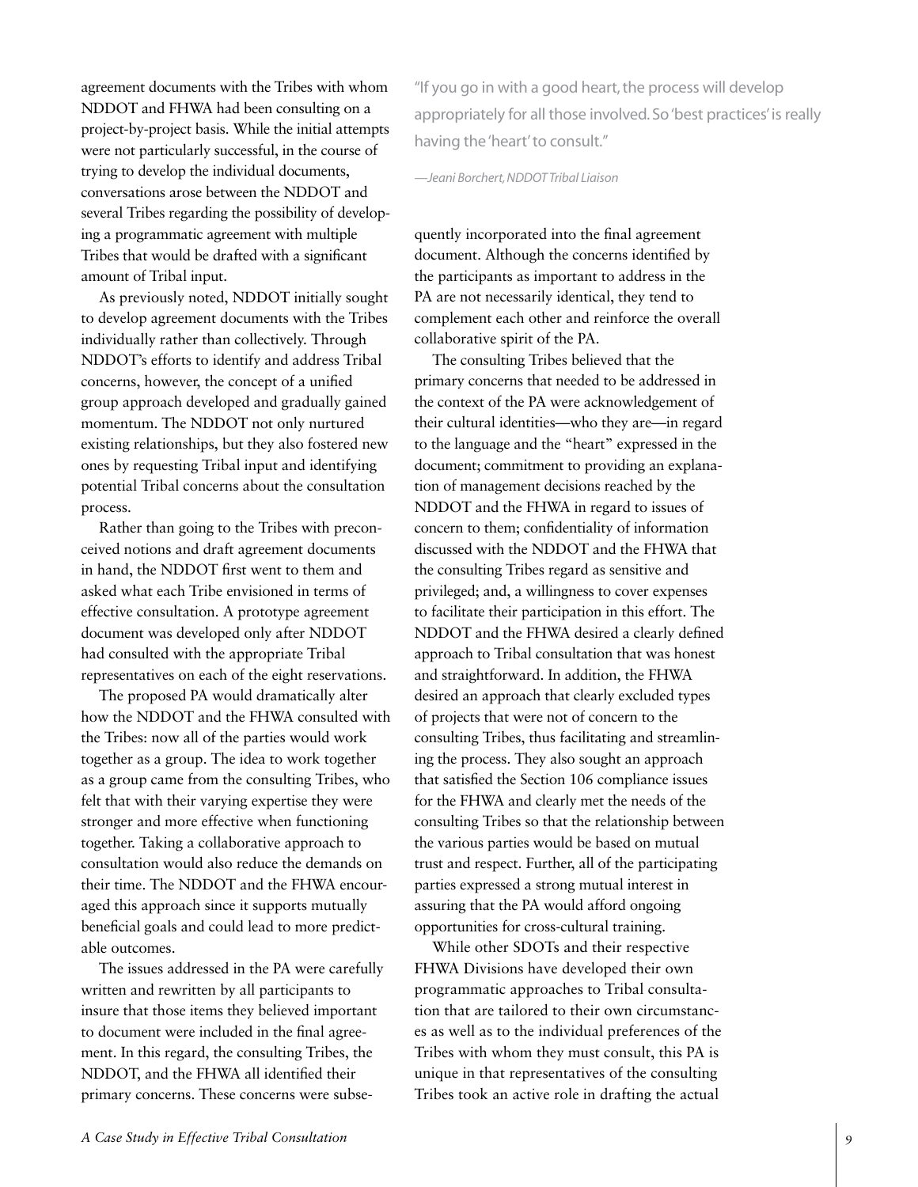agreement documents with the Tribes with whom NDDOT and FHWA had been consulting on a project-by-project basis. While the initial attempts were not particularly successful, in the course of trying to develop the individual documents, conversations arose between the NDDOT and several Tribes regarding the possibility of developing a programmatic agreement with multiple Tribes that would be drafted with a significant amount of Tribal input.

As previously noted, NDDOT initially sought to develop agreement documents with the Tribes individually rather than collectively. Through NDDOT's efforts to identify and address Tribal concerns, however, the concept of a unified group approach developed and gradually gained momentum. The NDDOT not only nurtured existing relationships, but they also fostered new ones by requesting Tribal input and identifying potential Tribal concerns about the consultation process.

Rather than going to the Tribes with preconceived notions and draft agreement documents in hand, the NDDOT first went to them and asked what each Tribe envisioned in terms of effective consultation. A prototype agreement document was developed only after NDDOT had consulted with the appropriate Tribal representatives on each of the eight reservations.

The proposed PA would dramatically alter how the NDDOT and the FHWA consulted with the Tribes: now all of the parties would work together as a group. The idea to work together as a group came from the consulting Tribes, who felt that with their varying expertise they were stronger and more effective when functioning together. Taking a collaborative approach to consultation would also reduce the demands on their time. The NDDOT and the FHWA encouraged this approach since it supports mutually beneficial goals and could lead to more predictable outcomes.

The issues addressed in the PA were carefully written and rewritten by all participants to insure that those items they believed important to document were included in the final agreement. In this regard, the consulting Tribes, the NDDOT, and the FHWA all identified their primary concerns. These concerns were subsequently incorporated into the final agreement document. Although the concerns identified by the participants as important to address in the PA are not necessarily identical, they tend to complement each other and reinforce the overall collaborative spirit of the PA.

> "If you go in with a good heart, the process will develop appropriately for all those involved. So 'best practices' is really having the 'heart' to consult."
>
> *—Jeani Borchert, NDDOT Tribal Liaison*

The consulting Tribes believed that the primary concerns that needed to be addressed in the context of the PA were acknowledgement of their cultural identities—who they are—in regard to the language and the "heart" expressed in the document; commitment to providing an explanation of management decisions reached by the NDDOT and the FHWA in regard to issues of concern to them; confidentiality of information discussed with the NDDOT and the FHWA that the consulting Tribes regard as sensitive and privileged; and, a willingness to cover expenses to facilitate their participation in this effort. The NDDOT and the FHWA desired a clearly defined approach to Tribal consultation that was honest and straightforward. In addition, the FHWA desired an approach that clearly excluded types of projects that were not of concern to the consulting Tribes, thus facilitating and streamlining the process. They also sought an approach that satisfied the Section 106 compliance issues for the FHWA and clearly met the needs of the consulting Tribes so that the relationship between the various parties would be based on mutual trust and respect. Further, all of the participating parties expressed a strong mutual interest in assuring that the PA would afford ongoing opportunities for cross-cultural training.

While other SDOTs and their respective FHWA Divisions have developed their own programmatic approaches to Tribal consultation that are tailored to their own circumstances as well as to the individual preferences of the Tribes with whom they must consult, this PA is unique in that representatives of the consulting Tribes took an active role in drafting the actual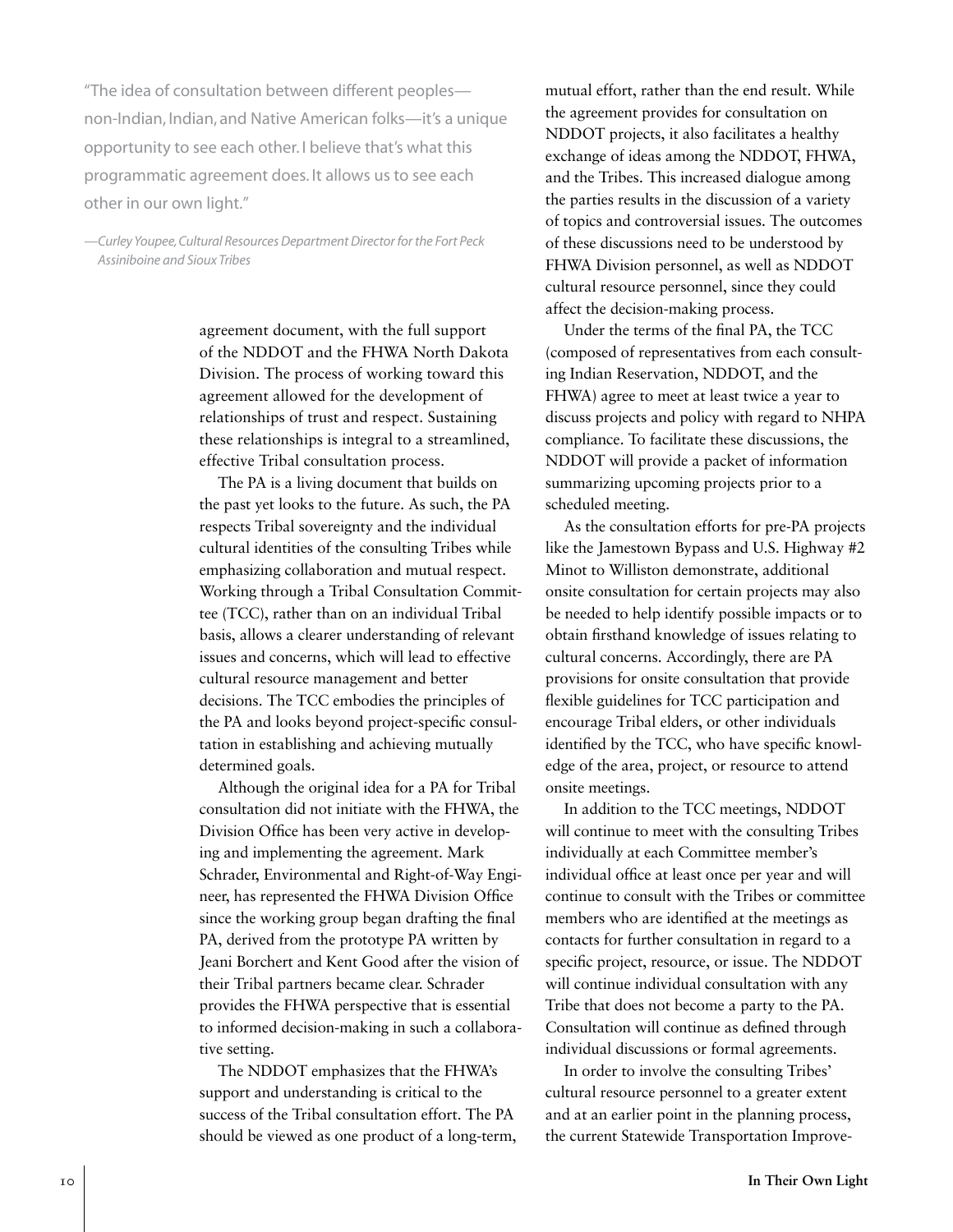"The idea of consultation between different peoples—non-Indian, Indian, and Native American folks—it's a unique opportunity to see each other. I believe that's what this programmatic agreement does. It allows us to see each other in our own light."

*—Curley Youpee, Cultural Resources Department Director for the Fort Peck Assiniboine and Sioux Tribes*

agreement document, with the full support of the NDDOT and the FHWA North Dakota Division. The process of working toward this agreement allowed for the development of relationships of trust and respect. Sustaining these relationships is integral to a streamlined, effective Tribal consultation process.

The PA is a living document that builds on the past yet looks to the future. As such, the PA respects Tribal sovereignty and the individual cultural identities of the consulting Tribes while emphasizing collaboration and mutual respect. Working through a Tribal Consultation Committee (TCC), rather than on an individual Tribal basis, allows a clearer understanding of relevant issues and concerns, which will lead to effective cultural resource management and better decisions. The TCC embodies the principles of the PA and looks beyond project-specific consultation in establishing and achieving mutually determined goals.

Although the original idea for a PA for Tribal consultation did not initiate with the FHWA, the Division Office has been very active in developing and implementing the agreement. Mark Schrader, Environmental and Right-of-Way Engineer, has represented the FHWA Division Office since the working group began drafting the final PA, derived from the prototype PA written by Jeani Borchert and Kent Good after the vision of their Tribal partners became clear. Schrader provides the FHWA perspective that is essential to informed decision-making in such a collaborative setting.

The NDDOT emphasizes that the FHWA's support and understanding is critical to the success of the Tribal consultation effort. The PA should be viewed as one product of a long-term, mutual effort, rather than the end result. While the agreement provides for consultation on NDDOT projects, it also facilitates a healthy exchange of ideas among the NDDOT, FHWA, and the Tribes. This increased dialogue among the parties results in the discussion of a variety of topics and controversial issues. The outcomes of these discussions need to be understood by FHWA Division personnel, as well as NDDOT cultural resource personnel, since they could affect the decision-making process.

Under the terms of the final PA, the TCC (composed of representatives from each consulting Indian Reservation, NDDOT, and the FHWA) agree to meet at least twice a year to discuss projects and policy with regard to NHPA compliance. To facilitate these discussions, the NDDOT will provide a packet of information summarizing upcoming projects prior to a scheduled meeting.

As the consultation efforts for pre-PA projects like the Jamestown Bypass and U.S. Highway #2 Minot to Williston demonstrate, additional onsite consultation for certain projects may also be needed to help identify possible impacts or to obtain firsthand knowledge of issues relating to cultural concerns. Accordingly, there are PA provisions for onsite consultation that provide flexible guidelines for TCC participation and encourage Tribal elders, or other individuals identified by the TCC, who have specific knowledge of the area, project, or resource to attend onsite meetings.

In addition to the TCC meetings, NDDOT will continue to meet with the consulting Tribes individually at each Committee member's individual office at least once per year and will continue to consult with the Tribes or committee members who are identified at the meetings as contacts for further consultation in regard to a specific project, resource, or issue. The NDDOT will continue individual consultation with any Tribe that does not become a party to the PA. Consultation will continue as defined through individual discussions or formal agreements.

In order to involve the consulting Tribes' cultural resource personnel to a greater extent and at an earlier point in the planning process, the current Statewide Transportation Improve-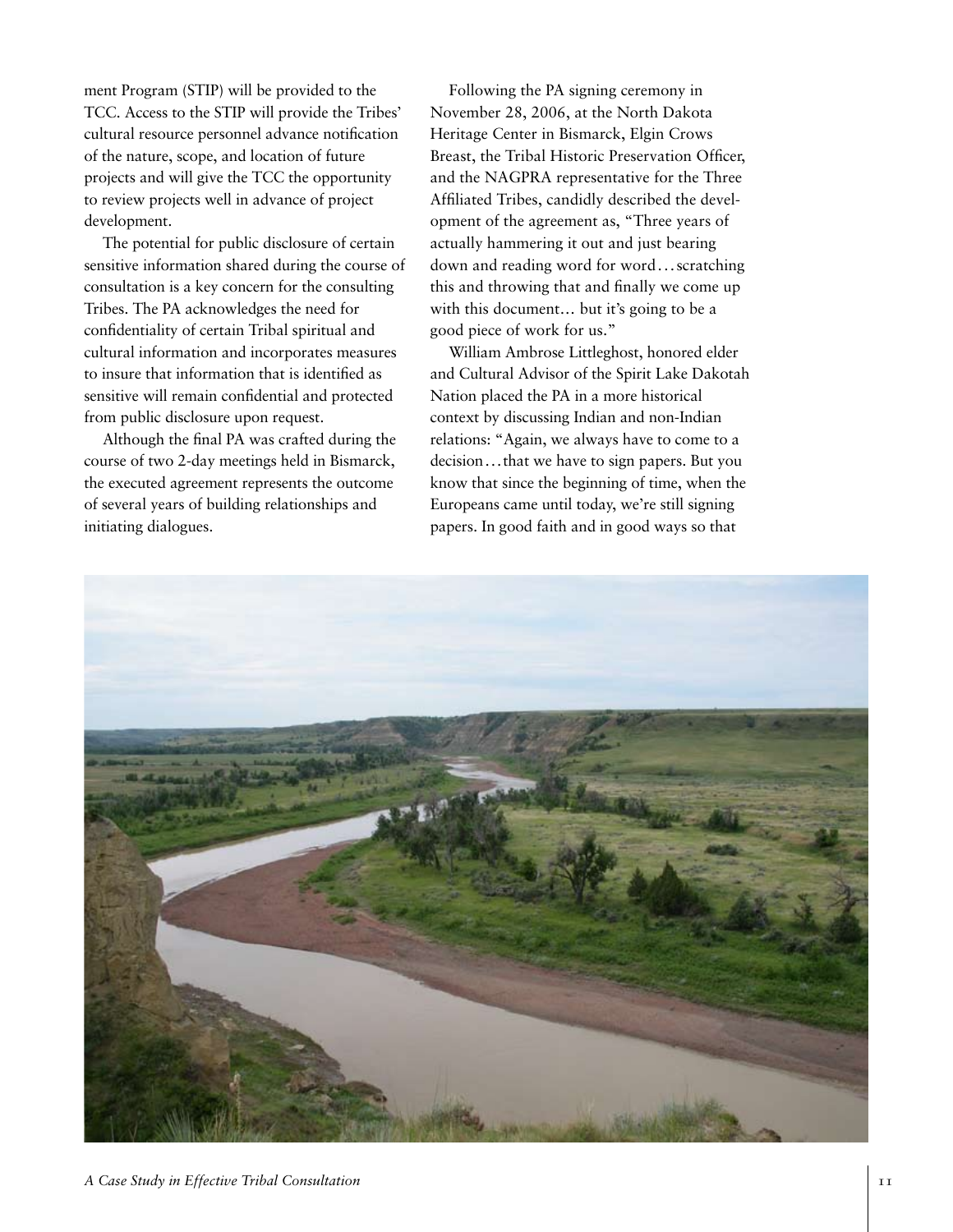ment Program (STIP) will be provided to the TCC. Access to the STIP will provide the Tribes' cultural resource personnel advance notification of the nature, scope, and location of future projects and will give the TCC the opportunity to review projects well in advance of project development.

The potential for public disclosure of certain sensitive information shared during the course of consultation is a key concern for the consulting Tribes. The PA acknowledges the need for confidentiality of certain Tribal spiritual and cultural information and incorporates measures to insure that information that is identified as sensitive will remain confidential and protected from public disclosure upon request.

Although the final PA was crafted during the course of two 2-day meetings held in Bismarck, the executed agreement represents the outcome of several years of building relationships and initiating dialogues.

Following the PA signing ceremony in November 28, 2006, at the North Dakota Heritage Center in Bismarck, Elgin Crows Breast, the Tribal Historic Preservation Officer, and the NAGPRA representative for the Three Affiliated Tribes, candidly described the development of the agreement as, "Three years of actually hammering it out and just bearing down and reading word for word…scratching this and throwing that and finally we come up with this document… but it's going to be a good piece of work for us."

William Ambrose Littleghost, honored elder and Cultural Advisor of the Spirit Lake Dakotah Nation placed the PA in a more historical context by discussing Indian and non-Indian relations: "Again, we always have to come to a decision…that we have to sign papers. But you know that since the beginning of time, when the Europeans came until today, we're still signing papers. In good faith and in good ways so that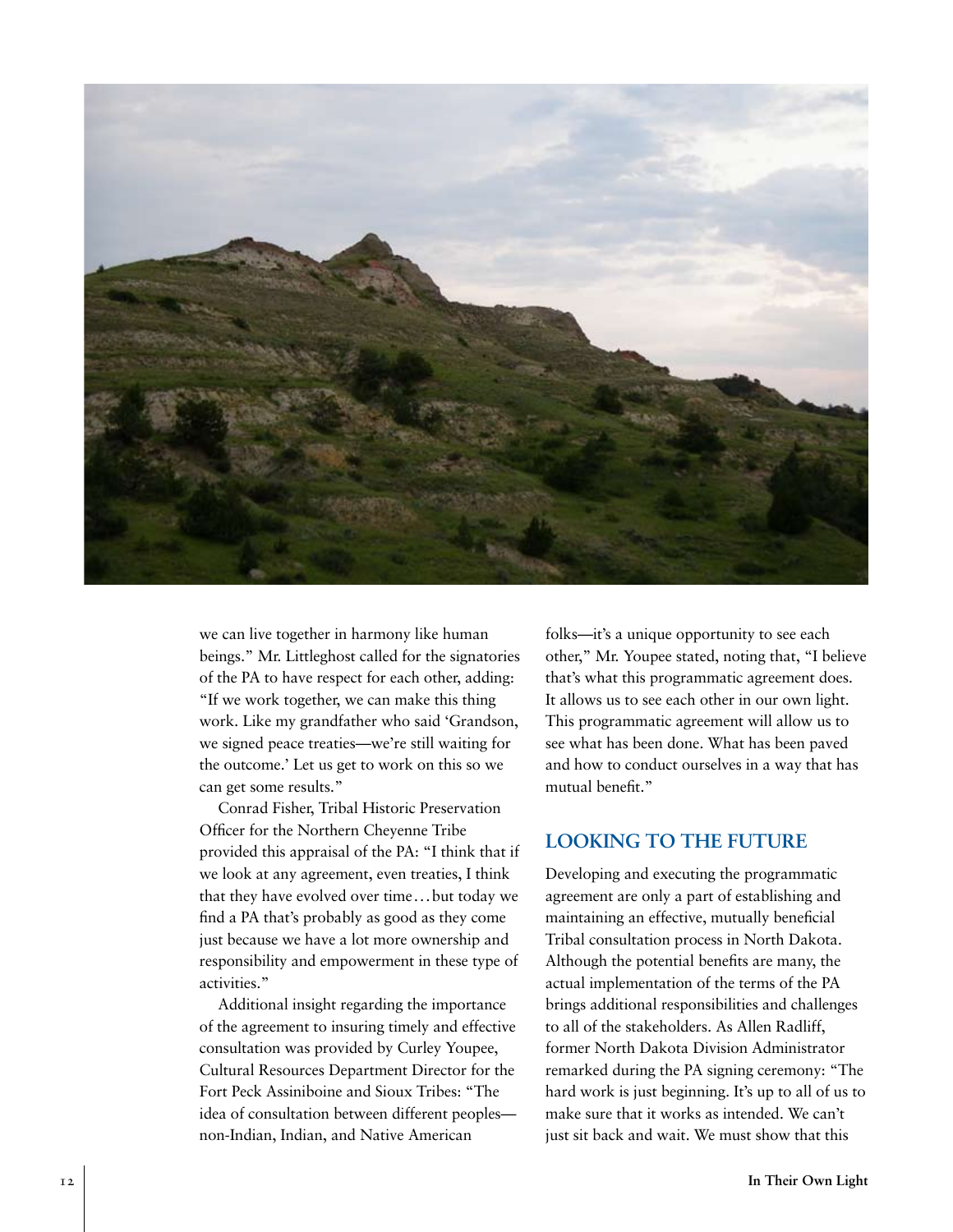we can live together in harmony like human beings." Mr. Littleghost called for the signatories of the PA to have respect for each other, adding: "If we work together, we can make this thing work. Like my grandfather who said 'Grandson, we signed peace treaties—we're still waiting for the outcome.' Let us get to work on this so we can get some results."

Conrad Fisher, Tribal Historic Preservation Officer for the Northern Cheyenne Tribe provided this appraisal of the PA: "I think that if we look at any agreement, even treaties, I think that they have evolved over time…but today we find a PA that's probably as good as they come just because we have a lot more ownership and responsibility and empowerment in these type of activities."

Additional insight regarding the importance of the agreement to insuring timely and effective consultation was provided by Curley Youpee, Cultural Resources Department Director for the Fort Peck Assiniboine and Sioux Tribes: "The idea of consultation between different peoples—non-Indian, Indian, and Native American folks—it's a unique opportunity to see each other," Mr. Youpee stated, noting that, "I believe that's what this programmatic agreement does. It allows us to see each other in our own light. This programmatic agreement will allow us to see what has been done. What has been paved and how to conduct ourselves in a way that has mutual benefit."

## LOOKING TO THE FUTURE

Developing and executing the programmatic agreement are only a part of establishing and maintaining an effective, mutually beneficial Tribal consultation process in North Dakota. Although the potential benefits are many, the actual implementation of the terms of the PA brings additional responsibilities and challenges to all of the stakeholders. As Allen Radliff, former North Dakota Division Administrator remarked during the PA signing ceremony: "The hard work is just beginning. It's up to all of us to make sure that it works as intended. We can't just sit back and wait. We must show that this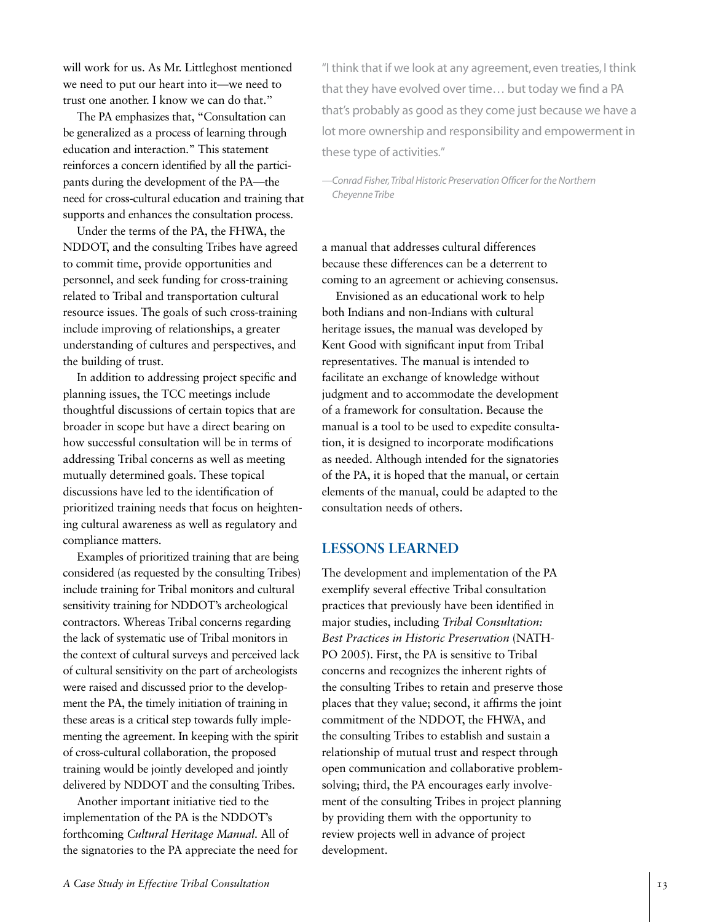will work for us. As Mr. Littleghost mentioned we need to put our heart into it—we need to trust one another. I know we can do that."

The PA emphasizes that, "Consultation can be generalized as a process of learning through education and interaction." This statement reinforces a concern identified by all the participants during the development of the PA—the need for cross-cultural education and training that supports and enhances the consultation process.

Under the terms of the PA, the FHWA, the NDDOT, and the consulting Tribes have agreed to commit time, provide opportunities and personnel, and seek funding for cross-training related to Tribal and transportation cultural resource issues. The goals of such cross-training include improving of relationships, a greater understanding of cultures and perspectives, and the building of trust.

In addition to addressing project specific and planning issues, the TCC meetings include thoughtful discussions of certain topics that are broader in scope but have a direct bearing on how successful consultation will be in terms of addressing Tribal concerns as well as meeting mutually determined goals. These topical discussions have led to the identification of prioritized training needs that focus on heightening cultural awareness as well as regulatory and compliance matters.

Examples of prioritized training that are being considered (as requested by the consulting Tribes) include training for Tribal monitors and cultural sensitivity training for NDDOT's archeological contractors. Whereas Tribal concerns regarding the lack of systematic use of Tribal monitors in the context of cultural surveys and perceived lack of cultural sensitivity on the part of archeologists were raised and discussed prior to the development the PA, the timely initiation of training in these areas is a critical step towards fully implementing the agreement. In keeping with the spirit of cross-cultural collaboration, the proposed training would be jointly developed and jointly delivered by NDDOT and the consulting Tribes.

Another important initiative tied to the implementation of the PA is the NDDOT's forthcoming *Cultural Heritage Manual*. All of the signatories to the PA appreciate the need for a manual that addresses cultural differences because these differences can be a deterrent to coming to an agreement or achieving consensus.

> "I think that if we look at any agreement, even treaties, I think that they have evolved over time… but today we find a PA that's probably as good as they come just because we have a lot more ownership and responsibility and empowerment in these type of activities."
>
> *—Conrad Fisher, Tribal Historic Preservation Officer for the Northern Cheyenne Tribe*

Envisioned as an educational work to help both Indians and non-Indians with cultural heritage issues, the manual was developed by Kent Good with significant input from Tribal representatives. The manual is intended to facilitate an exchange of knowledge without judgment and to accommodate the development of a framework for consultation. Because the manual is a tool to be used to expedite consultation, it is designed to incorporate modifications as needed. Although intended for the signatories of the PA, it is hoped that the manual, or certain elements of the manual, could be adapted to the consultation needs of others.

## LESSONS LEARNED

The development and implementation of the PA exemplify several effective Tribal consultation practices that previously have been identified in major studies, including *Tribal Consultation: Best Practices in Historic Preservation* (NATHPO 2005). First, the PA is sensitive to Tribal concerns and recognizes the inherent rights of the consulting Tribes to retain and preserve those places that they value; second, it affirms the joint commitment of the NDDOT, the FHWA, and the consulting Tribes to establish and sustain a relationship of mutual trust and respect through open communication and collaborative problem-solving; third, the PA encourages early involvement of the consulting Tribes in project planning by providing them with the opportunity to review projects well in advance of project development.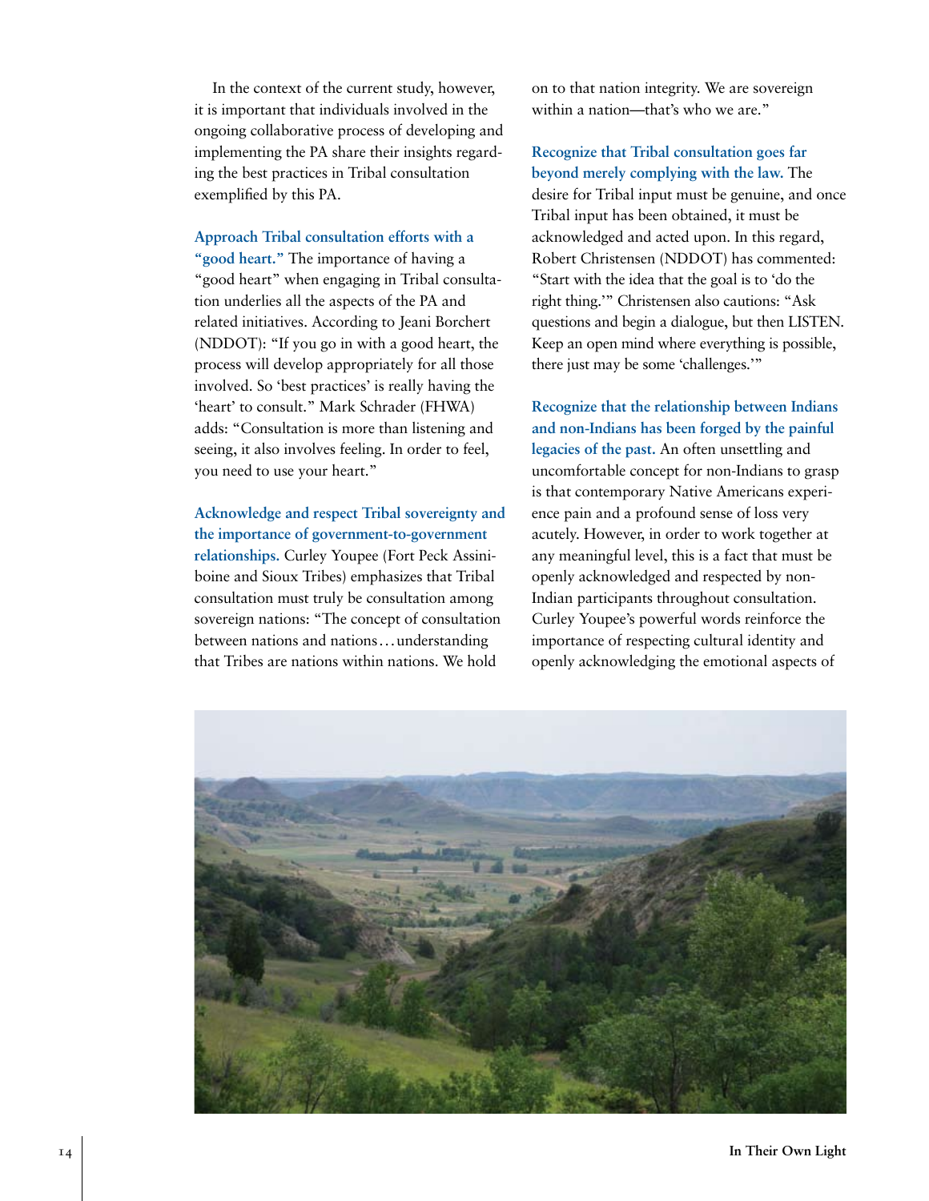In the context of the current study, however, it is important that individuals involved in the ongoing collaborative process of developing and implementing the PA share their insights regarding the best practices in Tribal consultation exemplified by this PA.

**Approach Tribal consultation efforts with a "good heart."** The importance of having a "good heart" when engaging in Tribal consultation underlies all the aspects of the PA and related initiatives. According to Jeani Borchert (NDDOT): "If you go in with a good heart, the process will develop appropriately for all those involved. So 'best practices' is really having the 'heart' to consult." Mark Schrader (FHWA) adds: "Consultation is more than listening and seeing, it also involves feeling. In order to feel, you need to use your heart."

**Acknowledge and respect Tribal sovereignty and the importance of government-to-government relationships.** Curley Youpee (Fort Peck Assiniboine and Sioux Tribes) emphasizes that Tribal consultation must truly be consultation among sovereign nations: "The concept of consultation between nations and nations…understanding that Tribes are nations within nations. We hold on to that nation integrity. We are sovereign within a nation—that's who we are."

**Recognize that Tribal consultation goes far beyond merely complying with the law.** The desire for Tribal input must be genuine, and once Tribal input has been obtained, it must be acknowledged and acted upon. In this regard, Robert Christensen (NDDOT) has commented: "Start with the idea that the goal is to 'do the right thing.'" Christensen also cautions: "Ask questions and begin a dialogue, but then LISTEN. Keep an open mind where everything is possible, there just may be some 'challenges.'"

**Recognize that the relationship between Indians and non-Indians has been forged by the painful legacies of the past.** An often unsettling and uncomfortable concept for non-Indians to grasp is that contemporary Native Americans experience pain and a profound sense of loss very acutely. However, in order to work together at any meaningful level, this is a fact that must be openly acknowledged and respected by non-Indian participants throughout consultation. Curley Youpee's powerful words reinforce the importance of respecting cultural identity and openly acknowledging the emotional aspects of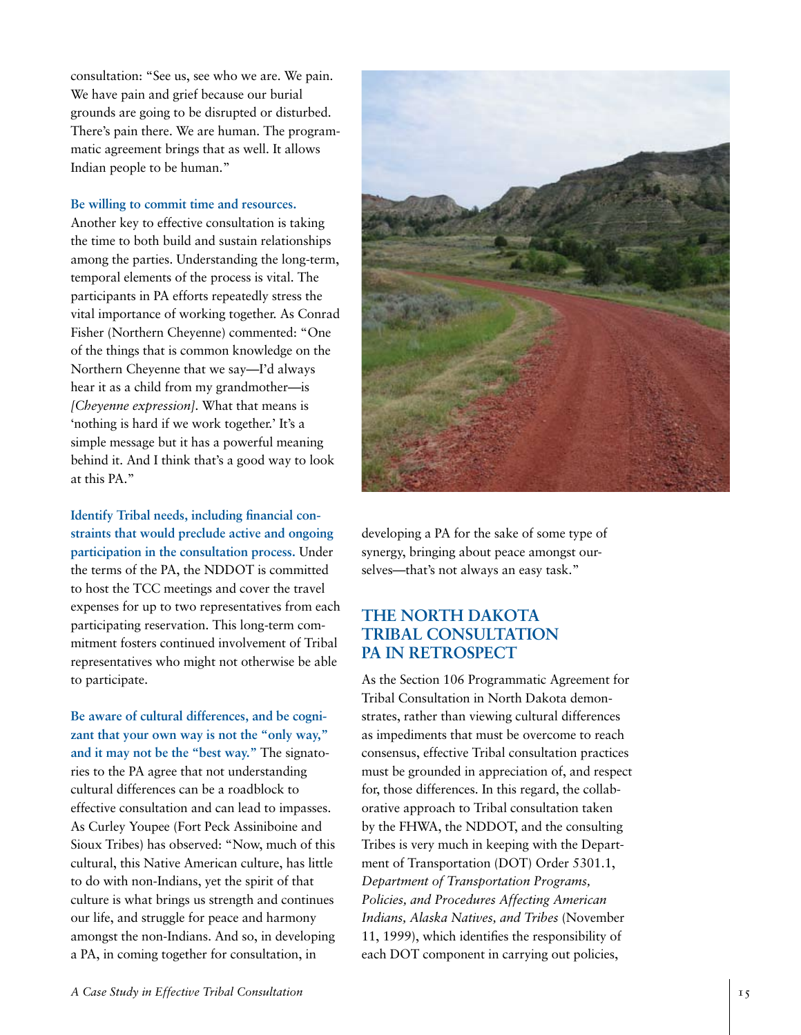consultation: "See us, see who we are. We pain. We have pain and grief because our burial grounds are going to be disrupted or disturbed. There's pain there. We are human. The programmatic agreement brings that as well. It allows Indian people to be human."

**Be willing to commit time and resources.** Another key to effective consultation is taking the time to both build and sustain relationships among the parties. Understanding the long-term, temporal elements of the process is vital. The participants in PA efforts repeatedly stress the vital importance of working together. As Conrad Fisher (Northern Cheyenne) commented: "One of the things that is common knowledge on the Northern Cheyenne that we say—I'd always hear it as a child from my grandmother—is *[Cheyenne expression]*. What that means is 'nothing is hard if we work together.' It's a simple message but it has a powerful meaning behind it. And I think that's a good way to look at this PA."

**Identify Tribal needs, including financial constraints that would preclude active and ongoing participation in the consultation process.** Under the terms of the PA, the NDDOT is committed to host the TCC meetings and cover the travel expenses for up to two representatives from each participating reservation. This long-term commitment fosters continued involvement of Tribal representatives who might not otherwise be able to participate.

**Be aware of cultural differences, and be cognizant that your own way is not the "only way," and it may not be the "best way."** The signatories to the PA agree that not understanding cultural differences can be a roadblock to effective consultation and can lead to impasses. As Curley Youpee (Fort Peck Assiniboine and Sioux Tribes) has observed: "Now, much of this cultural, this Native American culture, has little to do with non-Indians, yet the spirit of that culture is what brings us strength and continues our life, and struggle for peace and harmony amongst the non-Indians. And so, in developing a PA, in coming together for consultation, in developing a PA for the sake of some type of synergy, bringing about peace amongst ourselves—that's not always an easy task."

## THE NORTH DAKOTA TRIBAL CONSULTATION PA IN RETROSPECT

As the Section 106 Programmatic Agreement for Tribal Consultation in North Dakota demonstrates, rather than viewing cultural differences as impediments that must be overcome to reach consensus, effective Tribal consultation practices must be grounded in appreciation of, and respect for, those differences. In this regard, the collaborative approach to Tribal consultation taken by the FHWA, the NDDOT, and the consulting Tribes is very much in keeping with the Department of Transportation (DOT) Order 5301.1, *Department of Transportation Programs, Policies, and Procedures Affecting American Indians, Alaska Natives, and Tribes* (November 11, 1999), which identifies the responsibility of each DOT component in carrying out policies,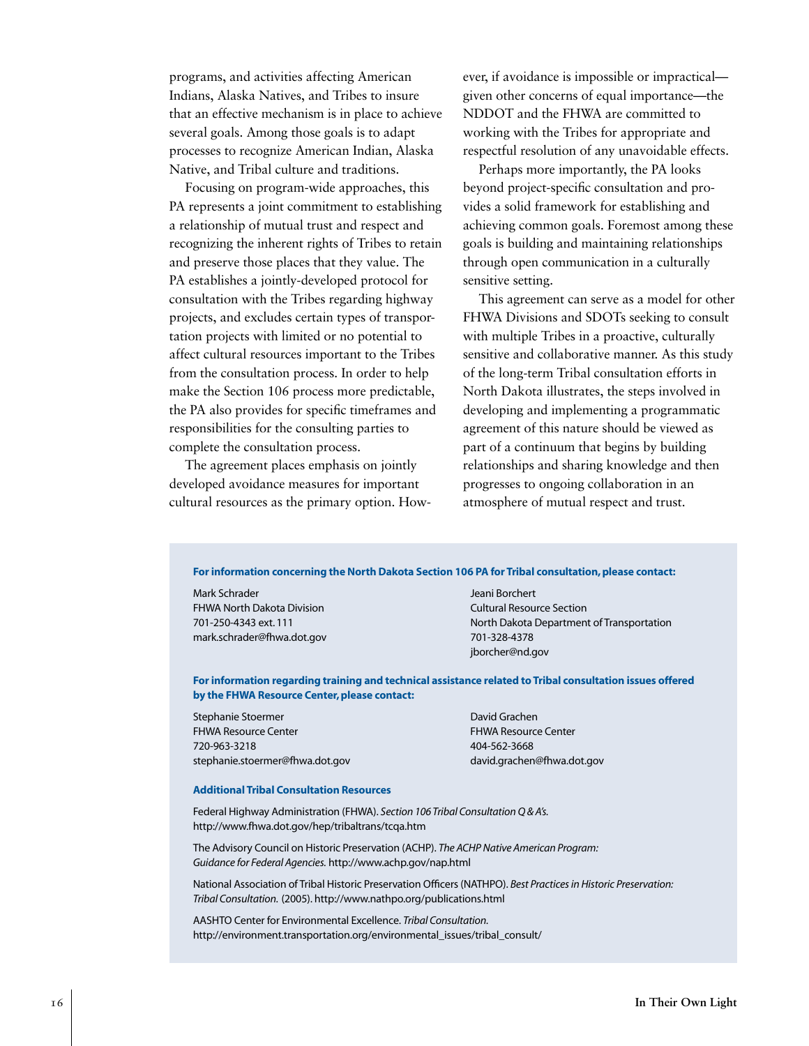programs, and activities affecting American Indians, Alaska Natives, and Tribes to insure that an effective mechanism is in place to achieve several goals. Among those goals is to adapt processes to recognize American Indian, Alaska Native, and Tribal culture and traditions.

Focusing on program-wide approaches, this PA represents a joint commitment to establishing a relationship of mutual trust and respect and recognizing the inherent rights of Tribes to retain and preserve those places that they value. The PA establishes a jointly-developed protocol for consultation with the Tribes regarding highway projects, and excludes certain types of transportation projects with limited or no potential to affect cultural resources important to the Tribes from the consultation process. In order to help make the Section 106 process more predictable, the PA also provides for specific timeframes and responsibilities for the consulting parties to complete the consultation process.

The agreement places emphasis on jointly developed avoidance measures for important cultural resources as the primary option. However, if avoidance is impossible or impractical—given other concerns of equal importance—the NDDOT and the FHWA are committed to working with the Tribes for appropriate and respectful resolution of any unavoidable effects.

Perhaps more importantly, the PA looks beyond project-specific consultation and provides a solid framework for establishing and achieving common goals. Foremost among these goals is building and maintaining relationships through open communication in a culturally sensitive setting.

This agreement can serve as a model for other FHWA Divisions and SDOTs seeking to consult with multiple Tribes in a proactive, culturally sensitive and collaborative manner. As this study of the long-term Tribal consultation efforts in North Dakota illustrates, the steps involved in developing and implementing a programmatic agreement of this nature should be viewed as part of a continuum that begins by building relationships and sharing knowledge and then progresses to ongoing collaboration in an atmosphere of mutual respect and trust.

**For information concerning the North Dakota Section 106 PA for Tribal consultation, please contact:**

Mark Schrader
FHWA North Dakota Division
701-250-4343 ext. 111
mark.schrader@fhwa.dot.gov

Jeani Borchert
Cultural Resource Section
North Dakota Department of Transportation
701-328-4378
jborcher@nd.gov

**For information regarding training and technical assistance related to Tribal consultation issues offered by the FHWA Resource Center, please contact:**

Stephanie Stoermer
FHWA Resource Center
720-963-3218
stephanie.stoermer@fhwa.dot.gov

David Grachen
FHWA Resource Center
404-562-3668
david.grachen@fhwa.dot.gov

**Additional Tribal Consultation Resources**

Federal Highway Administration (FHWA). *Section 106 Tribal Consultation Q & A's.* http://www.fhwa.dot.gov/hep/tribaltrans/tcqa.htm

The Advisory Council on Historic Preservation (ACHP). *The ACHP Native American Program: Guidance for Federal Agencies.* http://www.achp.gov/nap.html

National Association of Tribal Historic Preservation Officers (NATHPO). *Best Practices in Historic Preservation: Tribal Consultation.* (2005). http://www.nathpo.org/publications.html

AASHTO Center for Environmental Excellence. *Tribal Consultation.* http://environment.transportation.org/environmental_issues/tribal_consult/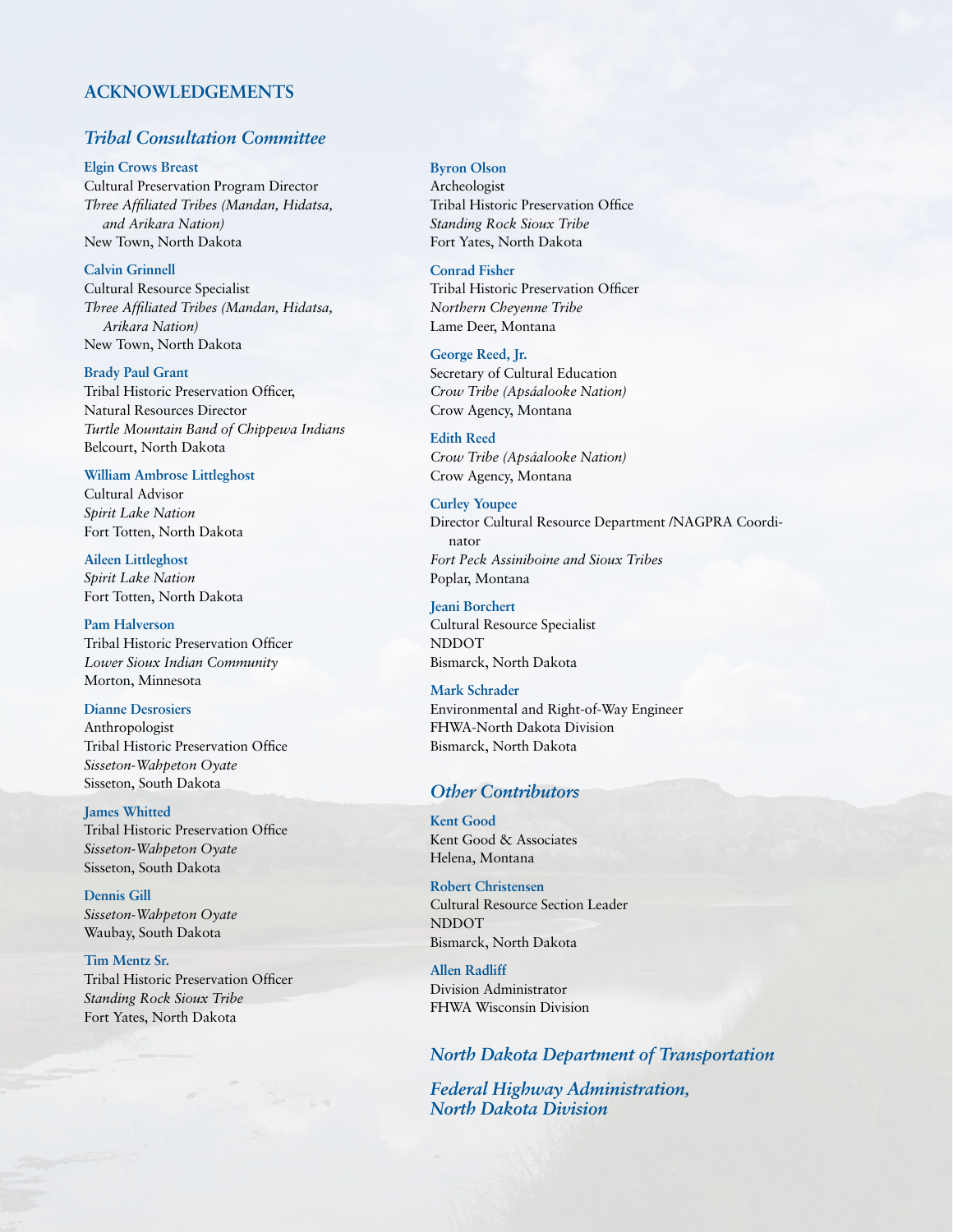# ACKNOWLEDGEMENTS

## *Tribal Consultation Committee*

**Elgin Crows Breast**
Cultural Preservation Program Director
*Three Affiliated Tribes (Mandan, Hidatsa, and Arikara Nation)*
New Town, North Dakota

**Calvin Grinnell**
Cultural Resource Specialist
*Three Affiliated Tribes (Mandan, Hidatsa, Arikara Nation)*
New Town, North Dakota

**Brady Paul Grant**
Tribal Historic Preservation Officer,
Natural Resources Director
*Turtle Mountain Band of Chippewa Indians*
Belcourt, North Dakota

**William Ambrose Littleghost**
Cultural Advisor
*Spirit Lake Nation*
Fort Totten, North Dakota

**Aileen Littleghost**
*Spirit Lake Nation*
Fort Totten, North Dakota

**Pam Halverson**
Tribal Historic Preservation Officer
*Lower Sioux Indian Community*
Morton, Minnesota

**Dianne Desrosiers**
Anthropologist
Tribal Historic Preservation Office
*Sisseton-Wahpeton Oyate*
Sisseton, South Dakota

**James Whitted**
Tribal Historic Preservation Office
*Sisseton-Wahpeton Oyate*
Sisseton, South Dakota

**Dennis Gill**
*Sisseton-Wahpeton Oyate*
Waubay, South Dakota

**Tim Mentz Sr.**
Tribal Historic Preservation Officer
*Standing Rock Sioux Tribe*
Fort Yates, North Dakota

**Byron Olson**
Archeologist
Tribal Historic Preservation Office
*Standing Rock Sioux Tribe*
Fort Yates, North Dakota

**Conrad Fisher**
Tribal Historic Preservation Officer
*Northern Cheyenne Tribe*
Lame Deer, Montana

**George Reed, Jr.**
Secretary of Cultural Education
*Crow Tribe (Apsáalooke Nation)*
Crow Agency, Montana

**Edith Reed**
*Crow Tribe (Apsáalooke Nation)*
Crow Agency, Montana

**Curley Youpee**
Director Cultural Resource Department /NAGPRA Coordinator
*Fort Peck Assiniboine and Sioux Tribes*
Poplar, Montana

**Jeani Borchert**
Cultural Resource Specialist
NDDOT
Bismarck, North Dakota

**Mark Schrader**
Environmental and Right-of-Way Engineer
FHWA-North Dakota Division
Bismarck, North Dakota

## *Other Contributors*

**Kent Good**
Kent Good & Associates
Helena, Montana

**Robert Christensen**
Cultural Resource Section Leader
NDDOT
Bismarck, North Dakota

**Allen Radliff**
Division Administrator
FHWA Wisconsin Division

## *North Dakota Department of Transportation*

## *Federal Highway Administration, North Dakota Division*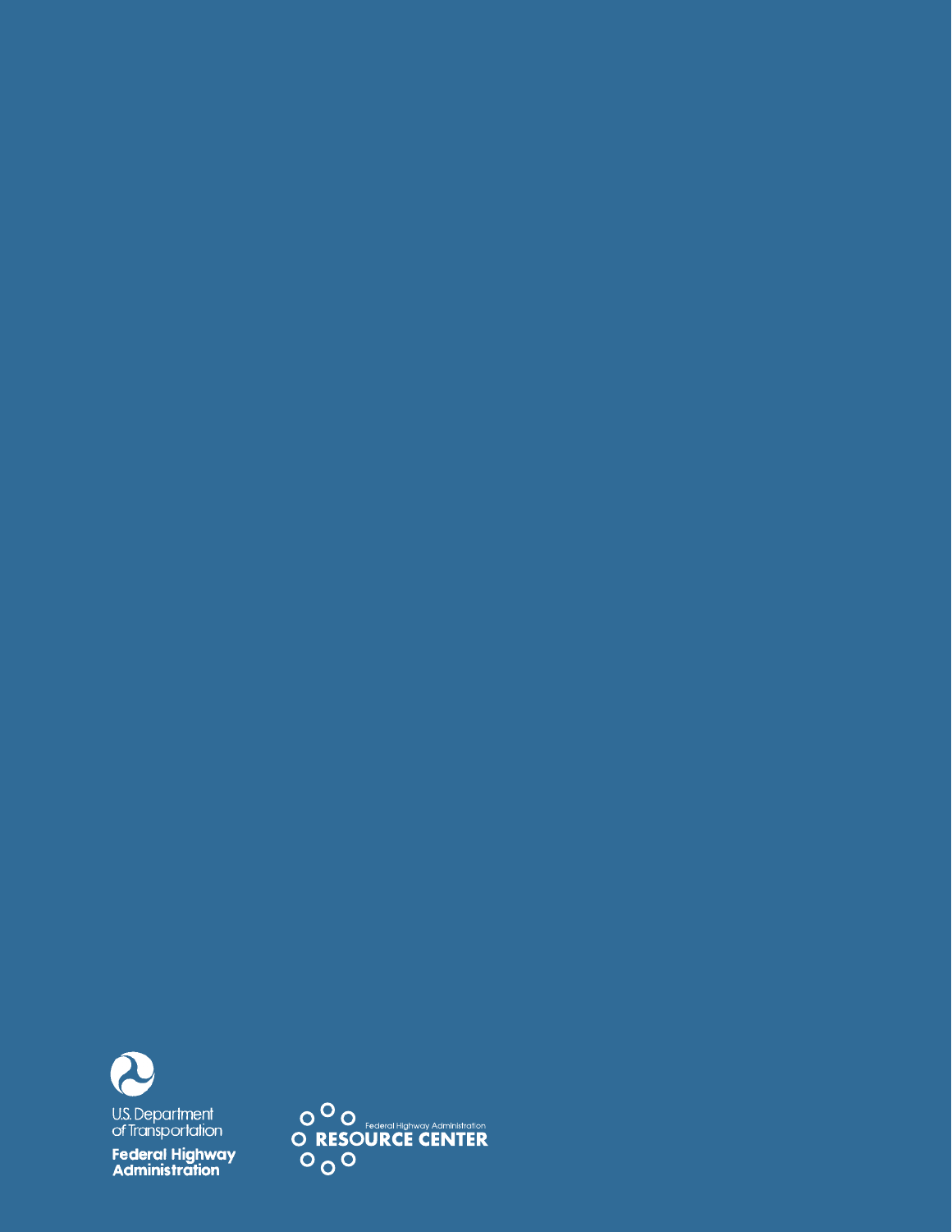U.S. Department of Transportation

**Federal Highway Administration**

Federal Highway Administration

**RESOURCE CENTER**